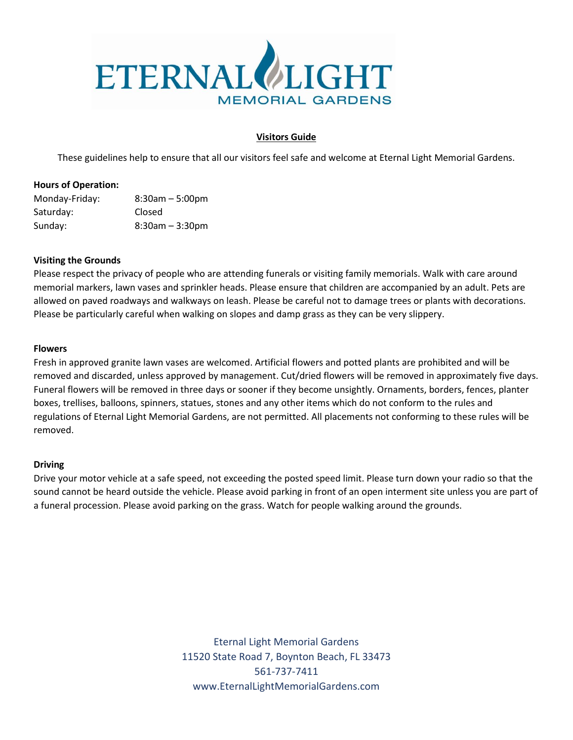# ETERNAL LIGHT
## MEMORIAL GARDENS

**Visitors Guide**

These guidelines help to ensure that all our visitors feel safe and welcome at Eternal Light Memorial Gardens.

**Hours of Operation:**

| | |
|---|---|
| Monday-Friday: | 8:30am – 5:00pm |
| Saturday: | Closed |
| Sunday: | 8:30am – 3:30pm |

**Visiting the Grounds**

Please respect the privacy of people who are attending funerals or visiting family memorials. Walk with care around memorial markers, lawn vases and sprinkler heads. Please ensure that children are accompanied by an adult. Pets are allowed on paved roadways and walkways on leash. Please be careful not to damage trees or plants with decorations. Please be particularly careful when walking on slopes and damp grass as they can be very slippery.

**Flowers**

Fresh in approved granite lawn vases are welcomed. Artificial flowers and potted plants are prohibited and will be removed and discarded, unless approved by management. Cut/dried flowers will be removed in approximately five days. Funeral flowers will be removed in three days or sooner if they become unsightly. Ornaments, borders, fences, planter boxes, trellises, balloons, spinners, statues, stones and any other items which do not conform to the rules and regulations of Eternal Light Memorial Gardens, are not permitted. All placements not conforming to these rules will be removed.

**Driving**

Drive your motor vehicle at a safe speed, not exceeding the posted speed limit. Please turn down your radio so that the sound cannot be heard outside the vehicle. Please avoid parking in front of an open interment site unless you are part of a funeral procession. Please avoid parking on the grass. Watch for people walking around the grounds.

Eternal Light Memorial Gardens
11520 State Road 7, Boynton Beach, FL 33473
561-737-7411
www.EternalLightMemorialGardens.com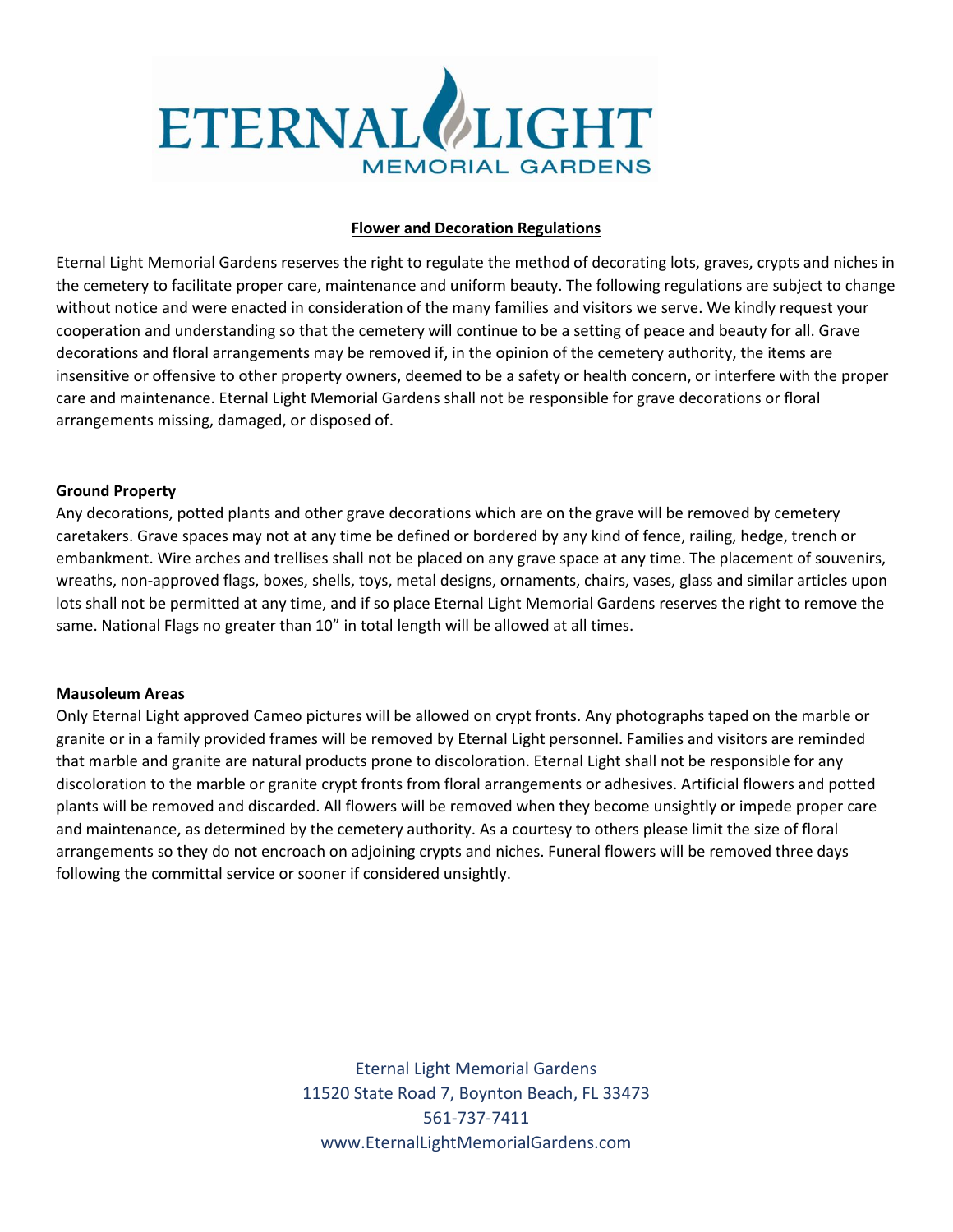# ETERNAL LIGHT
## MEMORIAL GARDENS

## Flower and Decoration Regulations

Eternal Light Memorial Gardens reserves the right to regulate the method of decorating lots, graves, crypts and niches in the cemetery to facilitate proper care, maintenance and uniform beauty. The following regulations are subject to change without notice and were enacted in consideration of the many families and visitors we serve. We kindly request your cooperation and understanding so that the cemetery will continue to be a setting of peace and beauty for all. Grave decorations and floral arrangements may be removed if, in the opinion of the cemetery authority, the items are insensitive or offensive to other property owners, deemed to be a safety or health concern, or interfere with the proper care and maintenance. Eternal Light Memorial Gardens shall not be responsible for grave decorations or floral arrangements missing, damaged, or disposed of.

### Ground Property

Any decorations, potted plants and other grave decorations which are on the grave will be removed by cemetery caretakers. Grave spaces may not at any time be defined or bordered by any kind of fence, railing, hedge, trench or embankment. Wire arches and trellises shall not be placed on any grave space at any time. The placement of souvenirs, wreaths, non-approved flags, boxes, shells, toys, metal designs, ornaments, chairs, vases, glass and similar articles upon lots shall not be permitted at any time, and if so place Eternal Light Memorial Gardens reserves the right to remove the same. National Flags no greater than 10" in total length will be allowed at all times.

### Mausoleum Areas

Only Eternal Light approved Cameo pictures will be allowed on crypt fronts. Any photographs taped on the marble or granite or in a family provided frames will be removed by Eternal Light personnel. Families and visitors are reminded that marble and granite are natural products prone to discoloration. Eternal Light shall not be responsible for any discoloration to the marble or granite crypt fronts from floral arrangements or adhesives. Artificial flowers and potted plants will be removed and discarded. All flowers will be removed when they become unsightly or impede proper care and maintenance, as determined by the cemetery authority. As a courtesy to others please limit the size of floral arrangements so they do not encroach on adjoining crypts and niches. Funeral flowers will be removed three days following the committal service or sooner if considered unsightly.

Eternal Light Memorial Gardens
11520 State Road 7, Boynton Beach, FL 33473
561-737-7411
www.EternalLightMemorialGardens.com